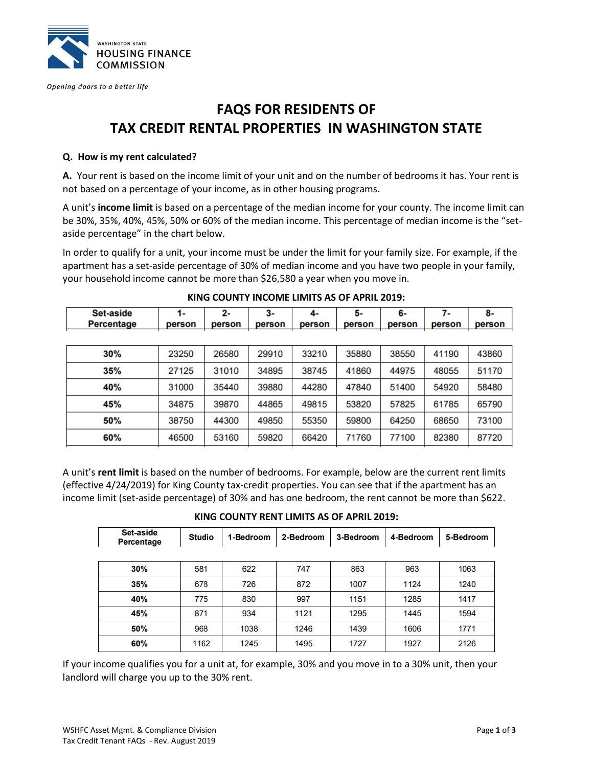WASHINGTON STATE
HOUSING FINANCE
COMMISSION

*Opening doors to a better life*

# FAQS FOR RESIDENTS OF TAX CREDIT RENTAL PROPERTIES IN WASHINGTON STATE

**Q. How is my rent calculated?**

**A.** Your rent is based on the income limit of your unit and on the number of bedrooms it has. Your rent is not based on a percentage of your income, as in other housing programs.

A unit's **income limit** is based on a percentage of the median income for your county. The income limit can be 30%, 35%, 40%, 45%, 50% or 60% of the median income. This percentage of median income is the "set-aside percentage" in the chart below.

In order to qualify for a unit, your income must be under the limit for your family size. For example, if the apartment has a set-aside percentage of 30% of median income and you have two people in your family, your household income cannot be more than $26,580 a year when you move in.

**KING COUNTY INCOME LIMITS AS OF APRIL 2019:**

| Set-aside Percentage | 1-person | 2-person | 3-person | 4-person | 5-person | 6-person | 7-person | 8-person |
|---|---|---|---|---|---|---|---|---|
| 30% | 23250 | 26580 | 29910 | 33210 | 35880 | 38550 | 41190 | 43860 |
| 35% | 27125 | 31010 | 34895 | 38745 | 41860 | 44975 | 48055 | 51170 |
| 40% | 31000 | 35440 | 39880 | 44280 | 47840 | 51400 | 54920 | 58480 |
| 45% | 34875 | 39870 | 44865 | 49815 | 53820 | 57825 | 61785 | 65790 |
| 50% | 38750 | 44300 | 49850 | 55350 | 59800 | 64250 | 68650 | 73100 |
| 60% | 46500 | 53160 | 59820 | 66420 | 71760 | 77100 | 82380 | 87720 |

A unit's **rent limit** is based on the number of bedrooms. For example, below are the current rent limits (effective 4/24/2019) for King County tax-credit properties. You can see that if the apartment has an income limit (set-aside percentage) of 30% and has one bedroom, the rent cannot be more than $622.

**KING COUNTY RENT LIMITS AS OF APRIL 2019:**

| Set-aside Percentage | Studio | 1-Bedroom | 2-Bedroom | 3-Bedroom | 4-Bedroom | 5-Bedroom |
|---|---|---|---|---|---|---|
| 30% | 581 | 622 | 747 | 863 | 963 | 1063 |
| 35% | 678 | 726 | 872 | 1007 | 1124 | 1240 |
| 40% | 775 | 830 | 997 | 1151 | 1285 | 1417 |
| 45% | 871 | 934 | 1121 | 1295 | 1445 | 1594 |
| 50% | 968 | 1038 | 1246 | 1439 | 1606 | 1771 |
| 60% | 1162 | 1245 | 1495 | 1727 | 1927 | 2126 |

If your income qualifies you for a unit at, for example, 30% and you move in to a 30% unit, then your landlord will charge you up to the 30% rent.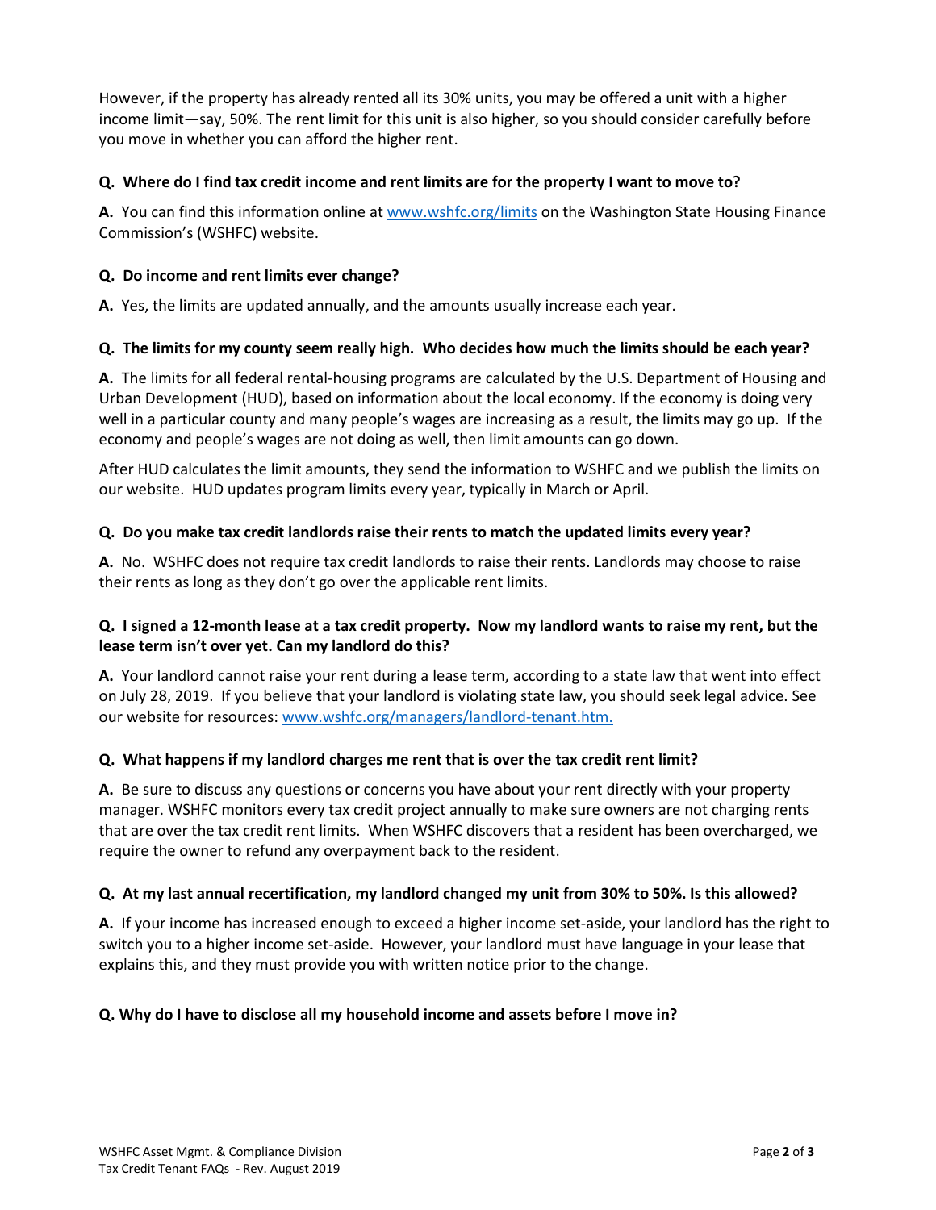However, if the property has already rented all its 30% units, you may be offered a unit with a higher income limit—say, 50%. The rent limit for this unit is also higher, so you should consider carefully before you move in whether you can afford the higher rent.

**Q. Where do I find tax credit income and rent limits are for the property I want to move to?**

**A.** You can find this information online at [www.wshfc.org/limits](http://www.wshfc.org/limits) on the Washington State Housing Finance Commission's (WSHFC) website.

**Q. Do income and rent limits ever change?**

**A.** Yes, the limits are updated annually, and the amounts usually increase each year.

**Q. The limits for my county seem really high. Who decides how much the limits should be each year?**

**A.** The limits for all federal rental-housing programs are calculated by the U.S. Department of Housing and Urban Development (HUD), based on information about the local economy. If the economy is doing very well in a particular county and many people's wages are increasing as a result, the limits may go up. If the economy and people's wages are not doing as well, then limit amounts can go down.

After HUD calculates the limit amounts, they send the information to WSHFC and we publish the limits on our website. HUD updates program limits every year, typically in March or April.

**Q. Do you make tax credit landlords raise their rents to match the updated limits every year?**

**A.** No. WSHFC does not require tax credit landlords to raise their rents. Landlords may choose to raise their rents as long as they don't go over the applicable rent limits.

**Q. I signed a 12-month lease at a tax credit property. Now my landlord wants to raise my rent, but the lease term isn't over yet. Can my landlord do this?**

**A.** Your landlord cannot raise your rent during a lease term, according to a state law that went into effect on July 28, 2019. If you believe that your landlord is violating state law, you should seek legal advice. See our website for resources: [www.wshfc.org/managers/landlord-tenant.htm.](http://www.wshfc.org/managers/landlord-tenant.htm)

**Q. What happens if my landlord charges me rent that is over the tax credit rent limit?**

**A.** Be sure to discuss any questions or concerns you have about your rent directly with your property manager. WSHFC monitors every tax credit project annually to make sure owners are not charging rents that are over the tax credit rent limits. When WSHFC discovers that a resident has been overcharged, we require the owner to refund any overpayment back to the resident.

**Q. At my last annual recertification, my landlord changed my unit from 30% to 50%. Is this allowed?**

**A.** If your income has increased enough to exceed a higher income set-aside, your landlord has the right to switch you to a higher income set-aside. However, your landlord must have language in your lease that explains this, and they must provide you with written notice prior to the change.

**Q. Why do I have to disclose all my household income and assets before I move in?**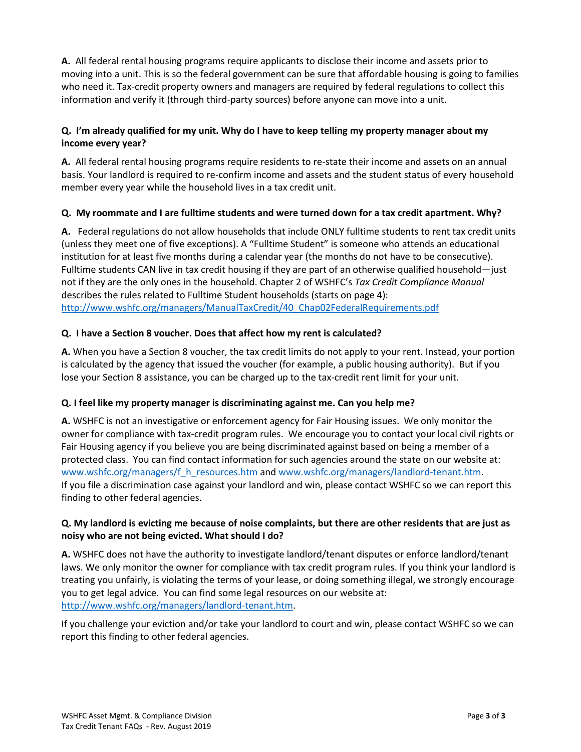**A.** All federal rental housing programs require applicants to disclose their income and assets prior to moving into a unit. This is so the federal government can be sure that affordable housing is going to families who need it. Tax-credit property owners and managers are required by federal regulations to collect this information and verify it (through third-party sources) before anyone can move into a unit.

**Q. I'm already qualified for my unit. Why do I have to keep telling my property manager about my income every year?**

**A.** All federal rental housing programs require residents to re-state their income and assets on an annual basis. Your landlord is required to re-confirm income and assets and the student status of every household member every year while the household lives in a tax credit unit.

**Q. My roommate and I are fulltime students and were turned down for a tax credit apartment. Why?**

**A.** Federal regulations do not allow households that include ONLY fulltime students to rent tax credit units (unless they meet one of five exceptions). A "Fulltime Student" is someone who attends an educational institution for at least five months during a calendar year (the months do not have to be consecutive). Fulltime students CAN live in tax credit housing if they are part of an otherwise qualified household—just not if they are the only ones in the household. Chapter 2 of WSHFC's *Tax Credit Compliance Manual* describes the rules related to Fulltime Student households (starts on page 4): http://www.wshfc.org/managers/ManualTaxCredit/40_Chap02FederalRequirements.pdf

**Q. I have a Section 8 voucher. Does that affect how my rent is calculated?**

**A.** When you have a Section 8 voucher, the tax credit limits do not apply to your rent. Instead, your portion is calculated by the agency that issued the voucher (for example, a public housing authority). But if you lose your Section 8 assistance, you can be charged up to the tax-credit rent limit for your unit.

**Q. I feel like my property manager is discriminating against me. Can you help me?**

**A.** WSHFC is not an investigative or enforcement agency for Fair Housing issues. We only monitor the owner for compliance with tax-credit program rules. We encourage you to contact your local civil rights or Fair Housing agency if you believe you are being discriminated against based on being a member of a protected class. You can find contact information for such agencies around the state on our website at: www.wshfc.org/managers/f_h_resources.htm and www.wshfc.org/managers/landlord-tenant.htm. If you file a discrimination case against your landlord and win, please contact WSHFC so we can report this finding to other federal agencies.

**Q. My landlord is evicting me because of noise complaints, but there are other residents that are just as noisy who are not being evicted. What should I do?**

**A.** WSHFC does not have the authority to investigate landlord/tenant disputes or enforce landlord/tenant laws. We only monitor the owner for compliance with tax credit program rules. If you think your landlord is treating you unfairly, is violating the terms of your lease, or doing something illegal, we strongly encourage you to get legal advice. You can find some legal resources on our website at: http://www.wshfc.org/managers/landlord-tenant.htm.

If you challenge your eviction and/or take your landlord to court and win, please contact WSHFC so we can report this finding to other federal agencies.